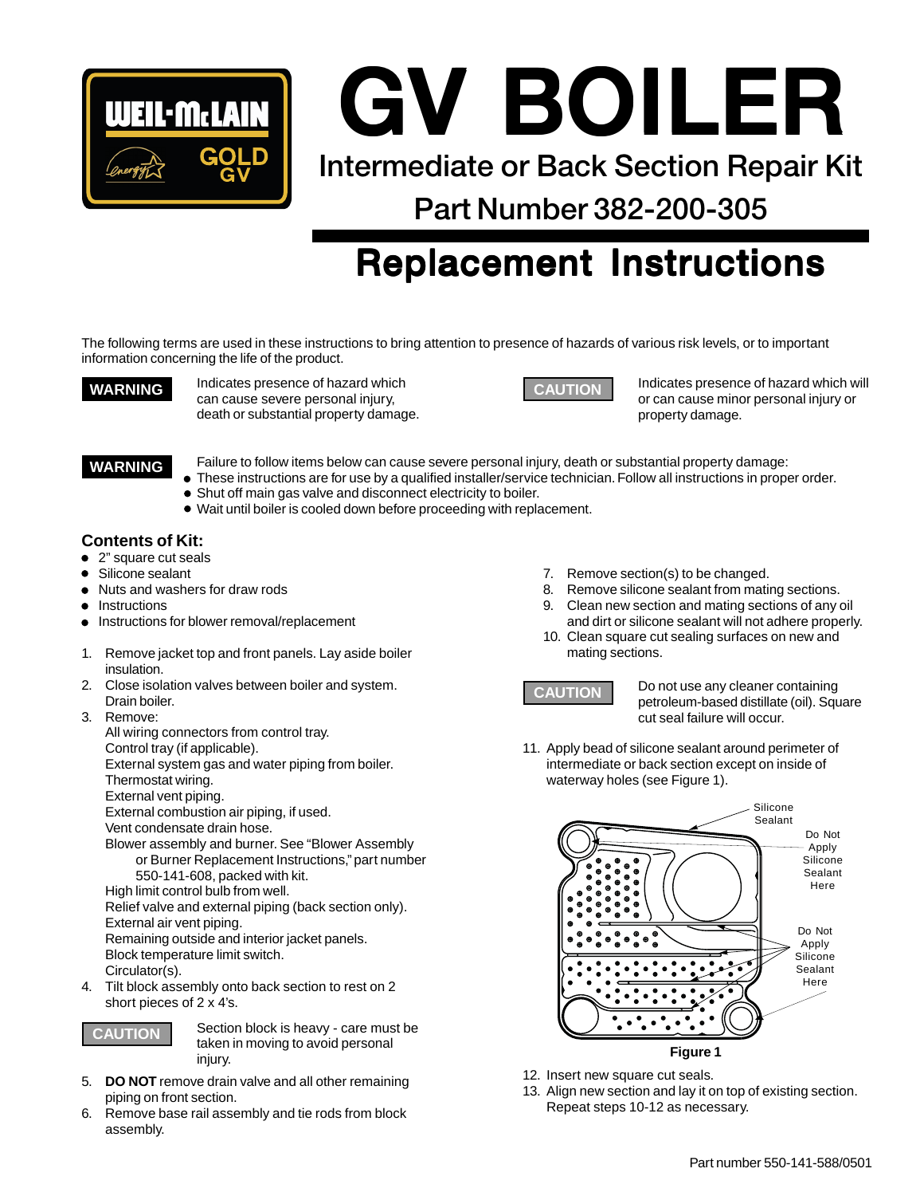# GV BOILER

## Intermediate or Back Section Repair Kit

## Part Number 382-200-305

# Replacement Instructions

The following terms are used in these instructions to bring attention to presence of hazards of various risk levels, or to important information concerning the life of the product.

**WARNING** Indicates presence of hazard which can cause severe personal injury, death or substantial property damage.

**CAUTION** Indicates presence of hazard which will or can cause minor personal injury or property damage.

**WARNING** Failure to follow items below can cause severe personal injury, death or substantial property damage:

- These instructions are for use by a qualified installer/service technician. Follow all instructions in proper order.
- Shut off main gas valve and disconnect electricity to boiler.
- Wait until boiler is cooled down before proceeding with replacement.

### Contents of Kit:

- 2" square cut seals
- Silicone sealant
- Nuts and washers for draw rods
- Instructions
- Instructions for blower removal/replacement

1. Remove jacket top and front panels. Lay aside boiler insulation.
2. Close isolation valves between boiler and system. Drain boiler.
3. Remove:
   All wiring connectors from control tray.
   Control tray (if applicable).
   External system gas and water piping from boiler.
   Thermostat wiring.
   External vent piping.
   External combustion air piping, if used.
   Vent condensate drain hose.
   Blower assembly and burner. See "Blower Assembly or Burner Replacement Instructions," part number 550-141-608, packed with kit.
   High limit control bulb from well.
   Relief valve and external piping (back section only).
   External air vent piping.
   Remaining outside and interior jacket panels.
   Block temperature limit switch.
   Circulator(s).
4. Tilt block assembly onto back section to rest on 2 short pieces of 2 x 4's.

**CAUTION** Section block is heavy - care must be taken in moving to avoid personal injury.

5. **DO NOT** remove drain valve and all other remaining piping on front section.
6. Remove base rail assembly and tie rods from block assembly.
7. Remove section(s) to be changed.
8. Remove silicone sealant from mating sections.
9. Clean new section and mating sections of any oil and dirt or silicone sealant will not adhere properly.
10. Clean square cut sealing surfaces on new and mating sections.

**CAUTION** Do not use any cleaner containing petroleum-based distillate (oil). Square cut seal failure will occur.

11. Apply bead of silicone sealant around perimeter of intermediate or back section except on inside of waterway holes (see Figure 1).

Silicone Sealant

Do Not Apply Silicone Sealant Here

Do Not Apply Silicone Sealant Here

**Figure 1**

12. Insert new square cut seals.
13. Align new section and lay it on top of existing section. Repeat steps 10-12 as necessary.

Part number 550-141-588/0501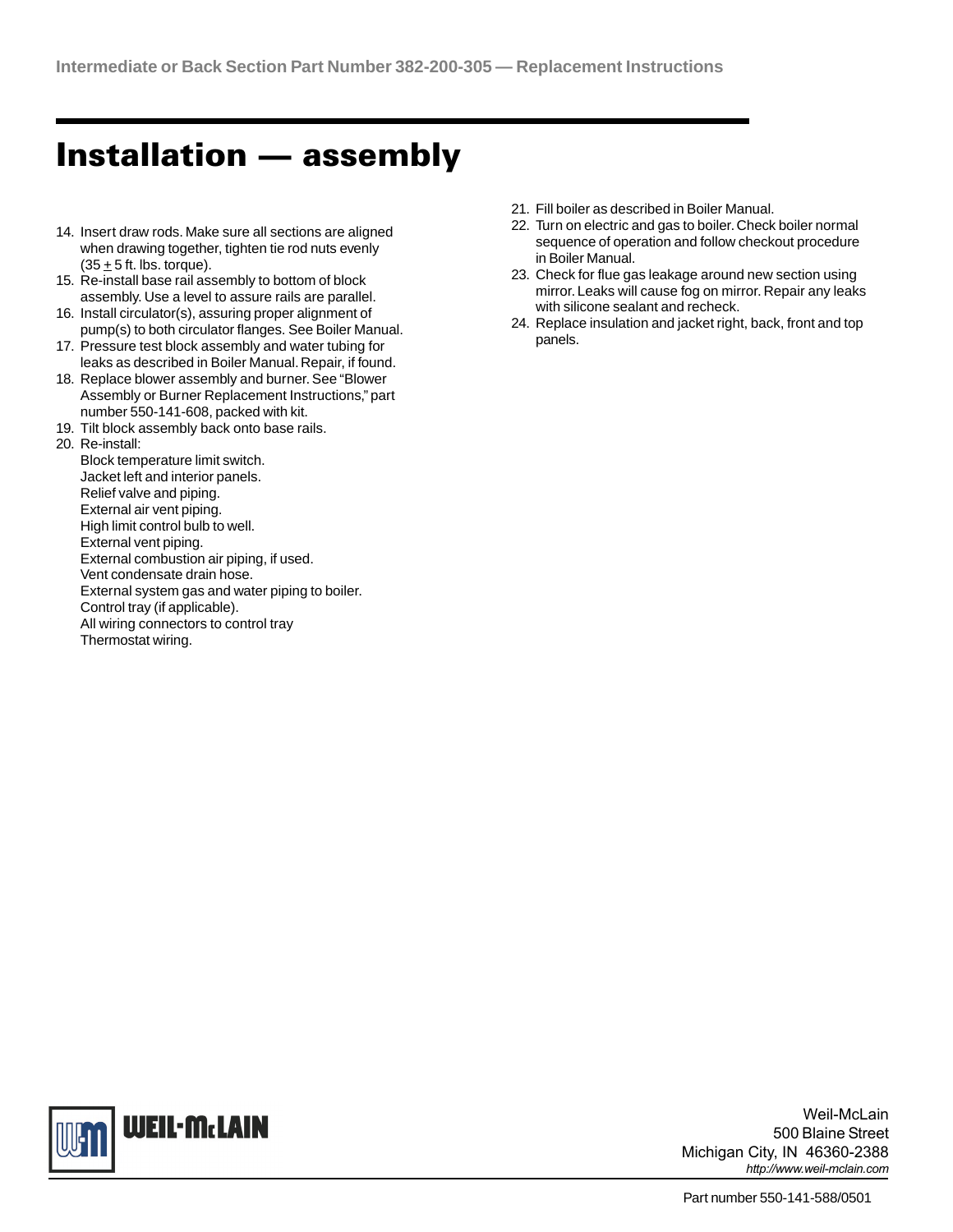# Installation — assembly

14. Insert draw rods. Make sure all sections are aligned when drawing together, tighten tie rod nuts evenly (35 ± 5 ft. lbs. torque).
15. Re-install base rail assembly to bottom of block assembly. Use a level to assure rails are parallel.
16. Install circulator(s), assuring proper alignment of pump(s) to both circulator flanges. See Boiler Manual.
17. Pressure test block assembly and water tubing for leaks as described in Boiler Manual. Repair, if found.
18. Replace blower assembly and burner. See "Blower Assembly or Burner Replacement Instructions," part number 550-141-608, packed with kit.
19. Tilt block assembly back onto base rails.
20. Re-install:
    Block temperature limit switch.
    Jacket left and interior panels.
    Relief valve and piping.
    External air vent piping.
    High limit control bulb to well.
    External vent piping.
    External combustion air piping, if used.
    Vent condensate drain hose.
    External system gas and water piping to boiler.
    Control tray (if applicable).
    All wiring connectors to control tray
    Thermostat wiring.
21. Fill boiler as described in Boiler Manual.
22. Turn on electric and gas to boiler. Check boiler normal sequence of operation and follow checkout procedure in Boiler Manual.
23. Check for flue gas leakage around new section using mirror. Leaks will cause fog on mirror. Repair any leaks with silicone sealant and recheck.
24. Replace insulation and jacket right, back, front and top panels.

WEIL-McLAIN

Weil-McLain
500 Blaine Street
Michigan City, IN 46360-2388
*http://www.weil-mclain.com*

Part number 550-141-588/0501